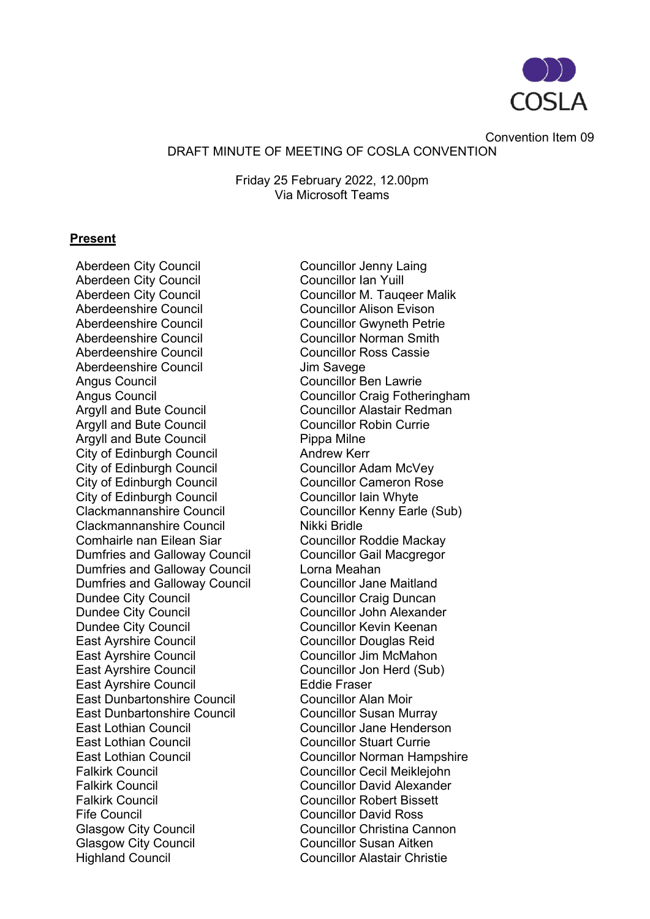COSLA

Convention Item 09

DRAFT MINUTE OF MEETING OF COSLA CONVENTION

Friday 25 February 2022, 12.00pm
Via Microsoft Teams

**Present**

| | |
|---|---|
| Aberdeen City Council | Councillor Jenny Laing |
| Aberdeen City Council | Councillor Ian Yuill |
| Aberdeen City Council | Councillor M. Tauqeer Malik |
| Aberdeenshire Council | Councillor Alison Evison |
| Aberdeenshire Council | Councillor Gwyneth Petrie |
| Aberdeenshire Council | Councillor Norman Smith |
| Aberdeenshire Council | Councillor Ross Cassie |
| Aberdeenshire Council | Jim Savege |
| Angus Council | Councillor Ben Lawrie |
| Angus Council | Councillor Craig Fotheringham |
| Argyll and Bute Council | Councillor Alastair Redman |
| Argyll and Bute Council | Councillor Robin Currie |
| Argyll and Bute Council | Pippa Milne |
| City of Edinburgh Council | Andrew Kerr |
| City of Edinburgh Council | Councillor Adam McVey |
| City of Edinburgh Council | Councillor Cameron Rose |
| City of Edinburgh Council | Councillor Iain Whyte |
| Clackmannanshire Council | Councillor Kenny Earle (Sub) |
| Clackmannanshire Council | Nikki Bridle |
| Comhairle nan Eilean Siar | Councillor Roddie Mackay |
| Dumfries and Galloway Council | Councillor Gail Macgregor |
| Dumfries and Galloway Council | Lorna Meahan |
| Dumfries and Galloway Council | Councillor Jane Maitland |
| Dundee City Council | Councillor Craig Duncan |
| Dundee City Council | Councillor John Alexander |
| Dundee City Council | Councillor Kevin Keenan |
| East Ayrshire Council | Councillor Douglas Reid |
| East Ayrshire Council | Councillor Jim McMahon |
| East Ayrshire Council | Councillor Jon Herd (Sub) |
| East Ayrshire Council | Eddie Fraser |
| East Dunbartonshire Council | Councillor Alan Moir |
| East Dunbartonshire Council | Councillor Susan Murray |
| East Lothian Council | Councillor Jane Henderson |
| East Lothian Council | Councillor Stuart Currie |
| East Lothian Council | Councillor Norman Hampshire |
| Falkirk Council | Councillor Cecil Meiklejohn |
| Falkirk Council | Councillor David Alexander |
| Falkirk Council | Councillor Robert Bissett |
| Fife Council | Councillor David Ross |
| Glasgow City Council | Councillor Christina Cannon |
| Glasgow City Council | Councillor Susan Aitken |
| Highland Council | Councillor Alastair Christie |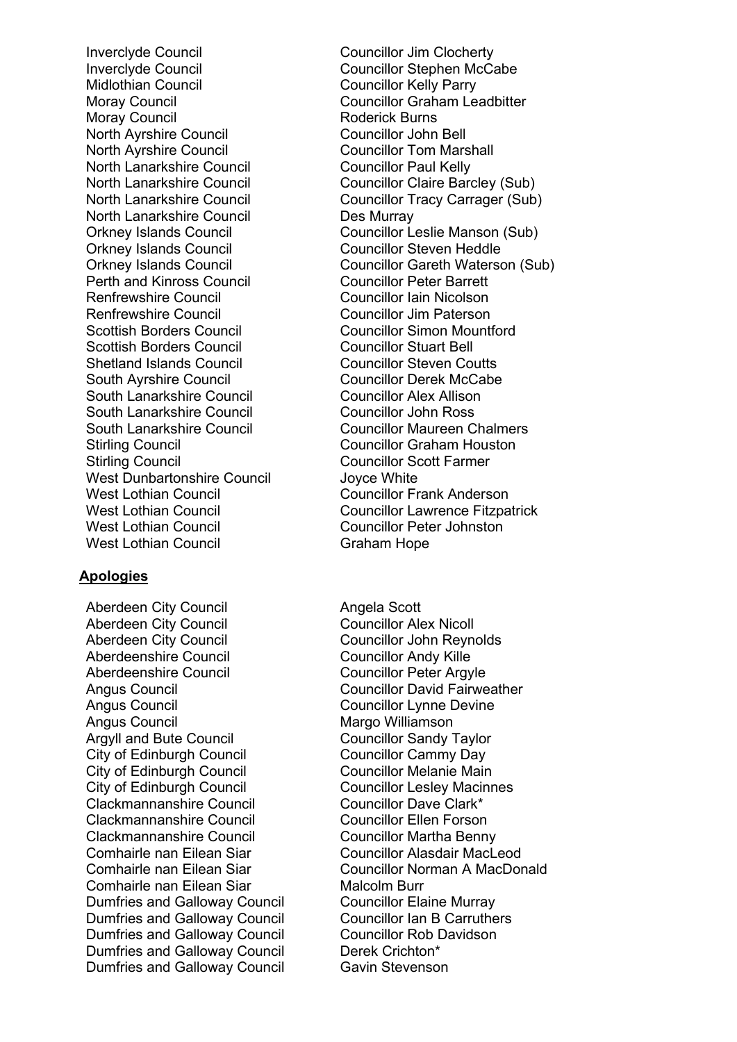| | |
|---|---|
| Inverclyde Council | Councillor Jim Clocherty |
| Inverclyde Council | Councillor Stephen McCabe |
| Midlothian Council | Councillor Kelly Parry |
| Moray Council | Councillor Graham Leadbitter |
| Moray Council | Roderick Burns |
| North Ayrshire Council | Councillor John Bell |
| North Ayrshire Council | Councillor Tom Marshall |
| North Lanarkshire Council | Councillor Paul Kelly |
| North Lanarkshire Council | Councillor Claire Barcley (Sub) |
| North Lanarkshire Council | Councillor Tracy Carrager (Sub) |
| North Lanarkshire Council | Des Murray |
| Orkney Islands Council | Councillor Leslie Manson (Sub) |
| Orkney Islands Council | Councillor Steven Heddle |
| Orkney Islands Council | Councillor Gareth Waterson (Sub) |
| Perth and Kinross Council | Councillor Peter Barrett |
| Renfrewshire Council | Councillor Iain Nicolson |
| Renfrewshire Council | Councillor Jim Paterson |
| Scottish Borders Council | Councillor Simon Mountford |
| Scottish Borders Council | Councillor Stuart Bell |
| Shetland Islands Council | Councillor Steven Coutts |
| South Ayrshire Council | Councillor Derek McCabe |
| South Lanarkshire Council | Councillor Alex Allison |
| South Lanarkshire Council | Councillor John Ross |
| South Lanarkshire Council | Councillor Maureen Chalmers |
| Stirling Council | Councillor Graham Houston |
| Stirling Council | Councillor Scott Farmer |
| West Dunbartonshire Council | Joyce White |
| West Lothian Council | Councillor Frank Anderson |
| West Lothian Council | Councillor Lawrence Fitzpatrick |
| West Lothian Council | Councillor Peter Johnston |
| West Lothian Council | Graham Hope |

**Apologies**

| | |
|---|---|
| Aberdeen City Council | Angela Scott |
| Aberdeen City Council | Councillor Alex Nicoll |
| Aberdeen City Council | Councillor John Reynolds |
| Aberdeenshire Council | Councillor Andy Kille |
| Aberdeenshire Council | Councillor Peter Argyle |
| Angus Council | Councillor David Fairweather |
| Angus Council | Councillor Lynne Devine |
| Angus Council | Margo Williamson |
| Argyll and Bute Council | Councillor Sandy Taylor |
| City of Edinburgh Council | Councillor Cammy Day |
| City of Edinburgh Council | Councillor Melanie Main |
| City of Edinburgh Council | Councillor Lesley Macinnes |
| Clackmannanshire Council | Councillor Dave Clark* |
| Clackmannanshire Council | Councillor Ellen Forson |
| Clackmannanshire Council | Councillor Martha Benny |
| Comhairle nan Eilean Siar | Councillor Alasdair MacLeod |
| Comhairle nan Eilean Siar | Councillor Norman A MacDonald |
| Comhairle nan Eilean Siar | Malcolm Burr |
| Dumfries and Galloway Council | Councillor Elaine Murray |
| Dumfries and Galloway Council | Councillor Ian B Carruthers |
| Dumfries and Galloway Council | Councillor Rob Davidson |
| Dumfries and Galloway Council | Derek Crichton* |
| Dumfries and Galloway Council | Gavin Stevenson |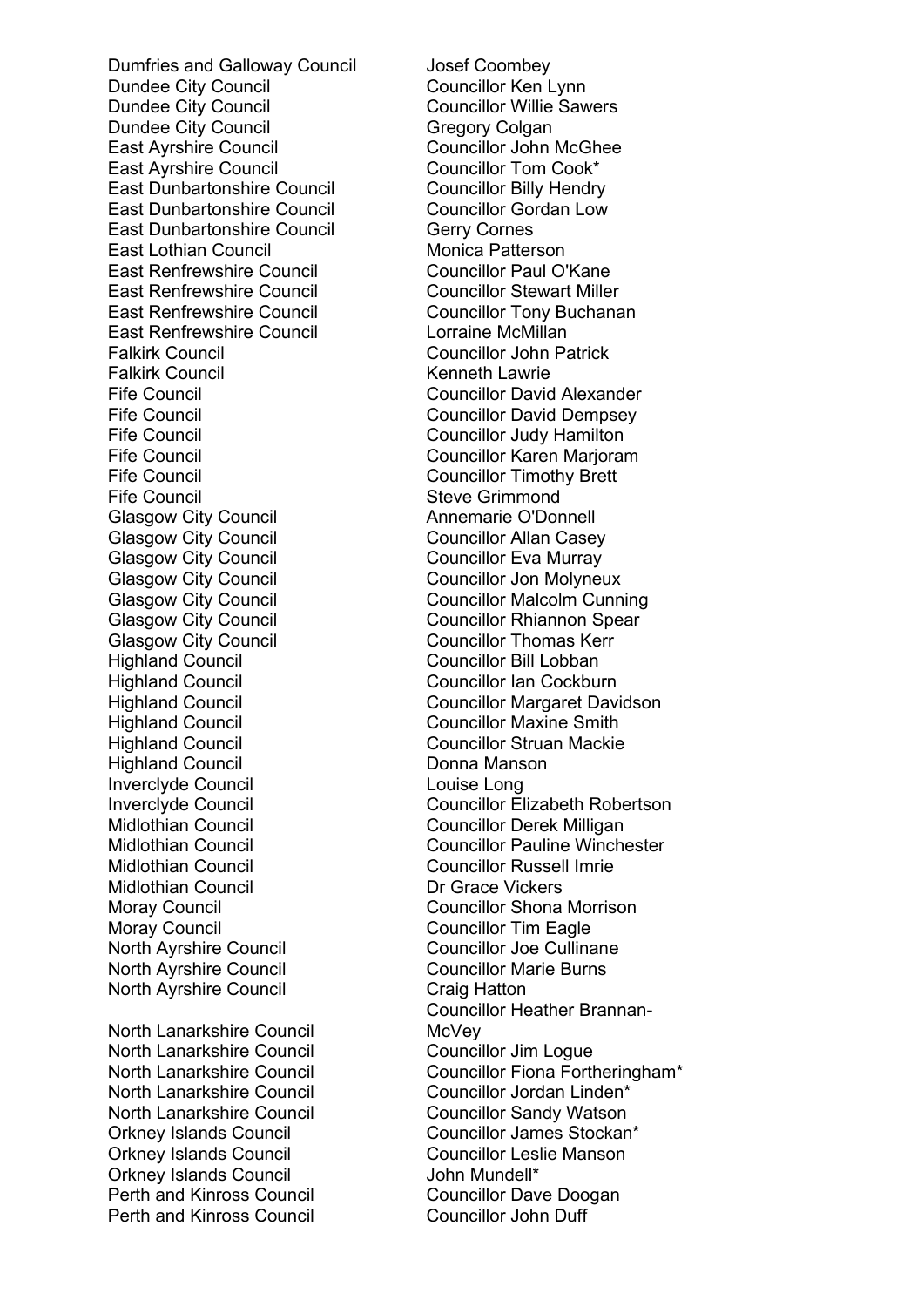| | |
|---|---|
| Dumfries and Galloway Council | Josef Coombey |
| Dundee City Council | Councillor Ken Lynn |
| Dundee City Council | Councillor Willie Sawers |
| Dundee City Council | Gregory Colgan |
| East Ayrshire Council | Councillor John McGhee |
| East Ayrshire Council | Councillor Tom Cook* |
| East Dunbartonshire Council | Councillor Billy Hendry |
| East Dunbartonshire Council | Councillor Gordan Low |
| East Dunbartonshire Council | Gerry Cornes |
| East Lothian Council | Monica Patterson |
| East Renfrewshire Council | Councillor Paul O'Kane |
| East Renfrewshire Council | Councillor Stewart Miller |
| East Renfrewshire Council | Councillor Tony Buchanan |
| East Renfrewshire Council | Lorraine McMillan |
| Falkirk Council | Councillor John Patrick |
| Falkirk Council | Kenneth Lawrie |
| Fife Council | Councillor David Alexander |
| Fife Council | Councillor David Dempsey |
| Fife Council | Councillor Judy Hamilton |
| Fife Council | Councillor Karen Marjoram |
| Fife Council | Councillor Timothy Brett |
| Fife Council | Steve Grimmond |
| Glasgow City Council | Annemarie O'Donnell |
| Glasgow City Council | Councillor Allan Casey |
| Glasgow City Council | Councillor Eva Murray |
| Glasgow City Council | Councillor Jon Molyneux |
| Glasgow City Council | Councillor Malcolm Cunning |
| Glasgow City Council | Councillor Rhiannon Spear |
| Glasgow City Council | Councillor Thomas Kerr |
| Highland Council | Councillor Bill Lobban |
| Highland Council | Councillor Ian Cockburn |
| Highland Council | Councillor Margaret Davidson |
| Highland Council | Councillor Maxine Smith |
| Highland Council | Councillor Struan Mackie |
| Highland Council | Donna Manson |
| Inverclyde Council | Louise Long |
| Inverclyde Council | Councillor Elizabeth Robertson |
| Midlothian Council | Councillor Derek Milligan |
| Midlothian Council | Councillor Pauline Winchester |
| Midlothian Council | Councillor Russell Imrie |
| Midlothian Council | Dr Grace Vickers |
| Moray Council | Councillor Shona Morrison |
| Moray Council | Councillor Tim Eagle |
| North Ayrshire Council | Councillor Joe Cullinane |
| North Ayrshire Council | Councillor Marie Burns |
| North Ayrshire Council | Craig Hatton |
| North Lanarkshire Council | Councillor Heather Brannan-McVey |
| North Lanarkshire Council | Councillor Jim Logue |
| North Lanarkshire Council | Councillor Fiona Fortheringham* |
| North Lanarkshire Council | Councillor Jordan Linden* |
| North Lanarkshire Council | Councillor Sandy Watson |
| Orkney Islands Council | Councillor James Stockan* |
| Orkney Islands Council | Councillor Leslie Manson |
| Orkney Islands Council | John Mundell* |
| Perth and Kinross Council | Councillor Dave Doogan |
| Perth and Kinross Council | Councillor John Duff |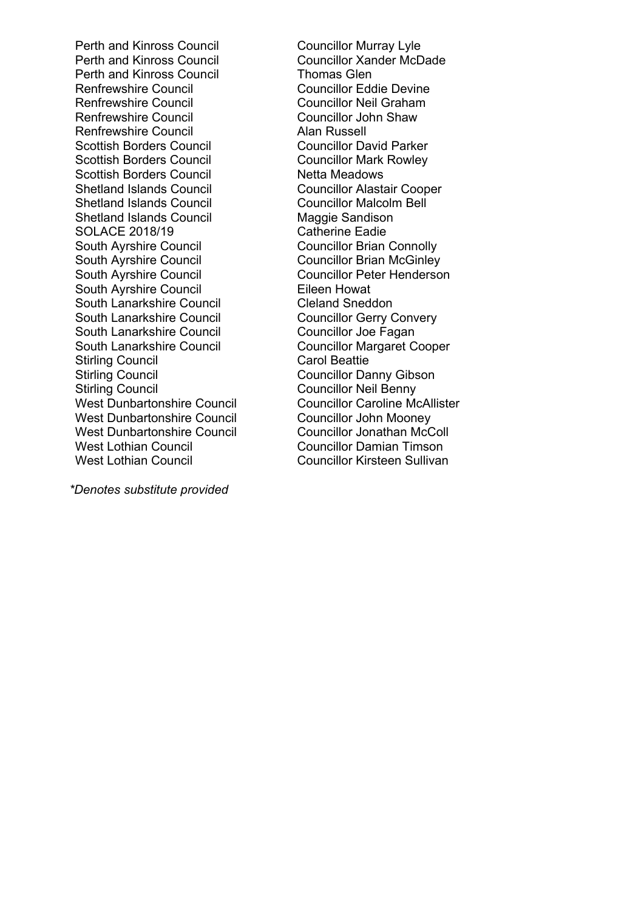| | |
|---|---|
| Perth and Kinross Council | Councillor Murray Lyle |
| Perth and Kinross Council | Councillor Xander McDade |
| Perth and Kinross Council | Thomas Glen |
| Renfrewshire Council | Councillor Eddie Devine |
| Renfrewshire Council | Councillor Neil Graham |
| Renfrewshire Council | Councillor John Shaw |
| Renfrewshire Council | Alan Russell |
| Scottish Borders Council | Councillor David Parker |
| Scottish Borders Council | Councillor Mark Rowley |
| Scottish Borders Council | Netta Meadows |
| Shetland Islands Council | Councillor Alastair Cooper |
| Shetland Islands Council | Councillor Malcolm Bell |
| Shetland Islands Council | Maggie Sandison |
| SOLACE 2018/19 | Catherine Eadie |
| South Ayrshire Council | Councillor Brian Connolly |
| South Ayrshire Council | Councillor Brian McGinley |
| South Ayrshire Council | Councillor Peter Henderson |
| South Ayrshire Council | Eileen Howat |
| South Lanarkshire Council | Cleland Sneddon |
| South Lanarkshire Council | Councillor Gerry Convery |
| South Lanarkshire Council | Councillor Joe Fagan |
| South Lanarkshire Council | Councillor Margaret Cooper |
| Stirling Council | Carol Beattie |
| Stirling Council | Councillor Danny Gibson |
| Stirling Council | Councillor Neil Benny |
| West Dunbartonshire Council | Councillor Caroline McAllister |
| West Dunbartonshire Council | Councillor John Mooney |
| West Dunbartonshire Council | Councillor Jonathan McColl |
| West Lothian Council | Councillor Damian Timson |
| West Lothian Council | Councillor Kirsteen Sullivan |

*\*Denotes substitute provided*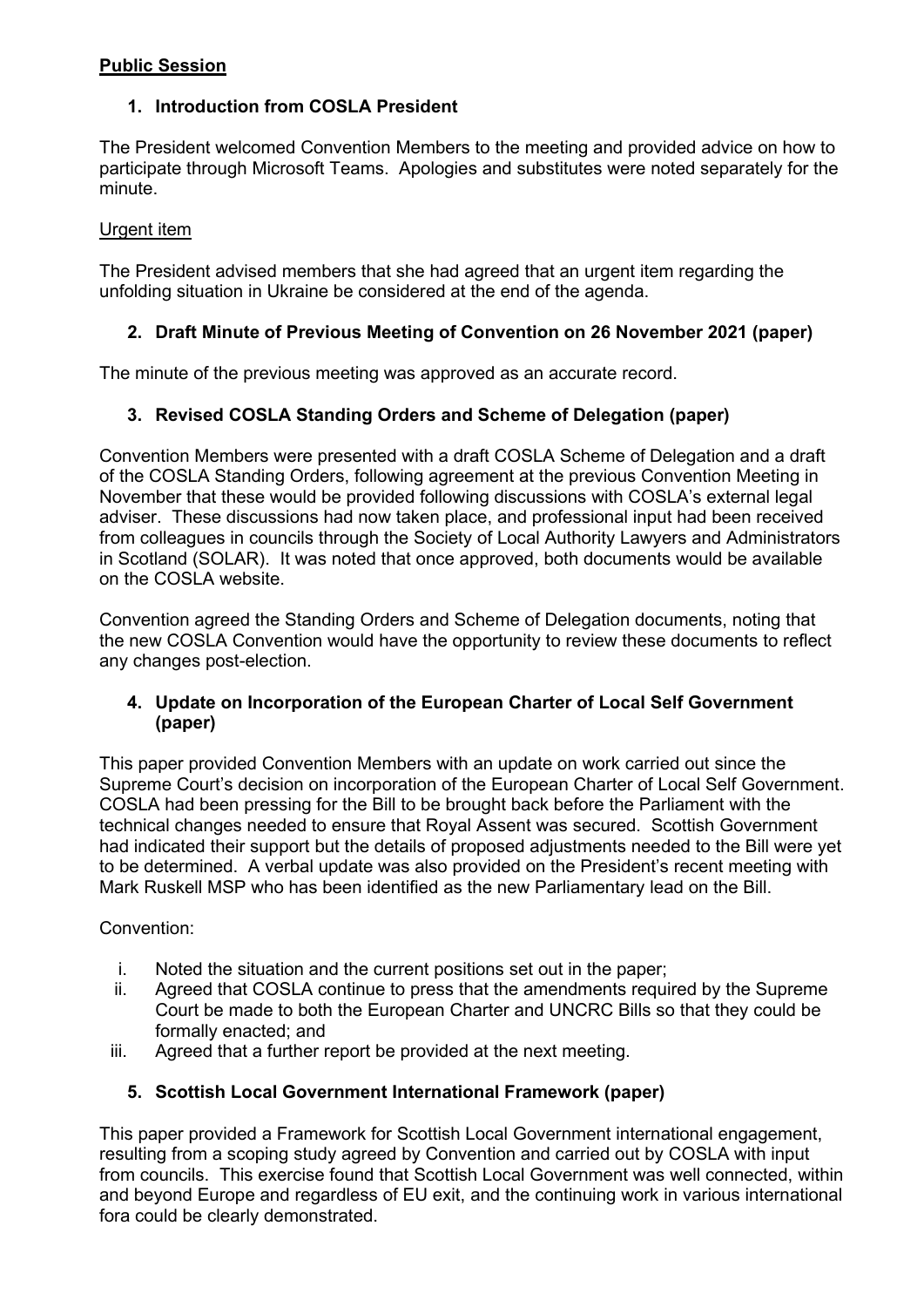**Public Session**

## 1. Introduction from COSLA President

The President welcomed Convention Members to the meeting and provided advice on how to participate through Microsoft Teams. Apologies and substitutes were noted separately for the minute.

Urgent item

The President advised members that she had agreed that an urgent item regarding the unfolding situation in Ukraine be considered at the end of the agenda.

## 2. Draft Minute of Previous Meeting of Convention on 26 November 2021 (paper)

The minute of the previous meeting was approved as an accurate record.

## 3. Revised COSLA Standing Orders and Scheme of Delegation (paper)

Convention Members were presented with a draft COSLA Scheme of Delegation and a draft of the COSLA Standing Orders, following agreement at the previous Convention Meeting in November that these would be provided following discussions with COSLA's external legal adviser. These discussions had now taken place, and professional input had been received from colleagues in councils through the Society of Local Authority Lawyers and Administrators in Scotland (SOLAR). It was noted that once approved, both documents would be available on the COSLA website.

Convention agreed the Standing Orders and Scheme of Delegation documents, noting that the new COSLA Convention would have the opportunity to review these documents to reflect any changes post-election.

## 4. Update on Incorporation of the European Charter of Local Self Government (paper)

This paper provided Convention Members with an update on work carried out since the Supreme Court's decision on incorporation of the European Charter of Local Self Government. COSLA had been pressing for the Bill to be brought back before the Parliament with the technical changes needed to ensure that Royal Assent was secured. Scottish Government had indicated their support but the details of proposed adjustments needed to the Bill were yet to be determined. A verbal update was also provided on the President's recent meeting with Mark Ruskell MSP who has been identified as the new Parliamentary lead on the Bill.

Convention:

i. Noted the situation and the current positions set out in the paper;
ii. Agreed that COSLA continue to press that the amendments required by the Supreme Court be made to both the European Charter and UNCRC Bills so that they could be formally enacted; and
iii. Agreed that a further report be provided at the next meeting.

## 5. Scottish Local Government International Framework (paper)

This paper provided a Framework for Scottish Local Government international engagement, resulting from a scoping study agreed by Convention and carried out by COSLA with input from councils. This exercise found that Scottish Local Government was well connected, within and beyond Europe and regardless of EU exit, and the continuing work in various international fora could be clearly demonstrated.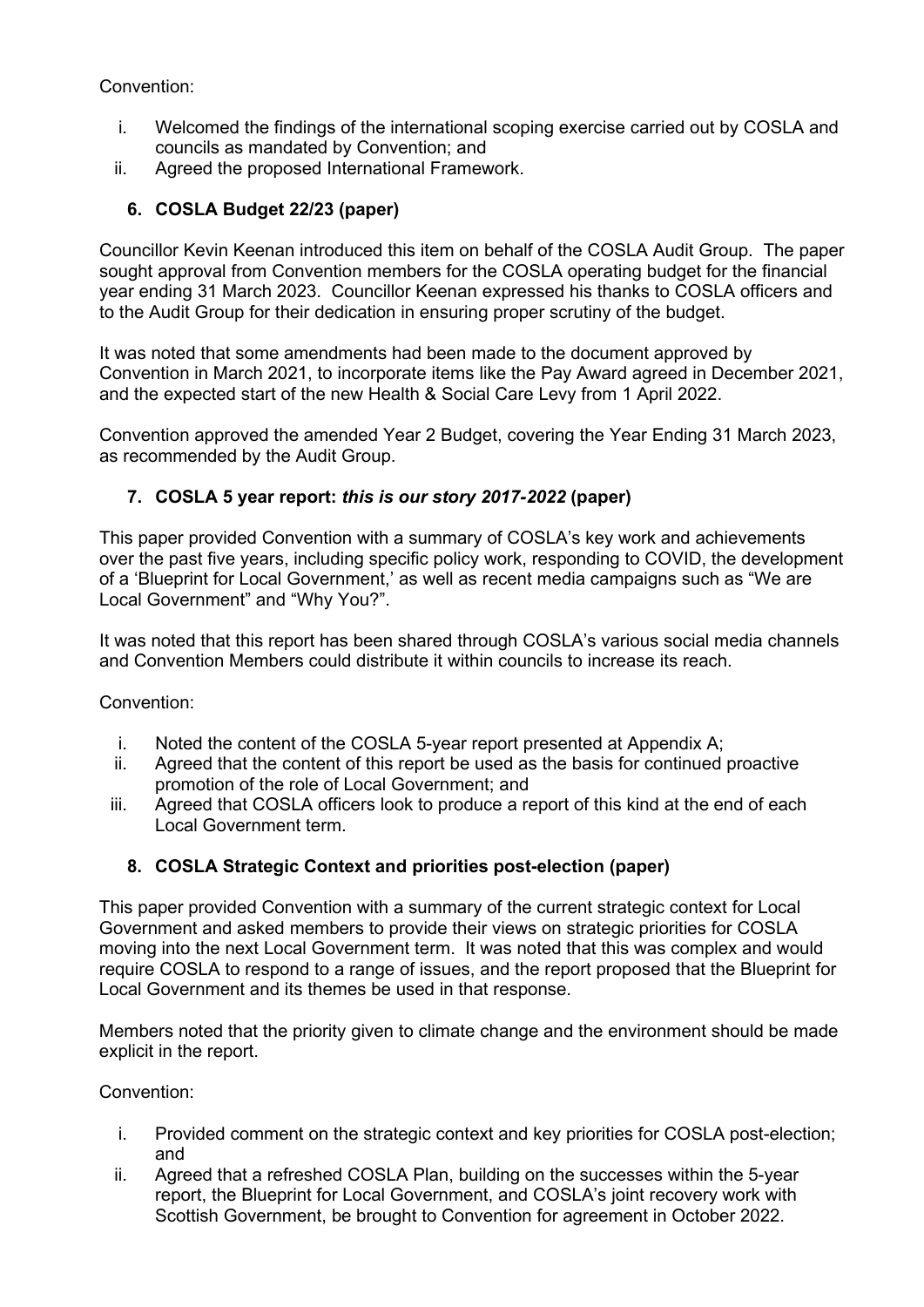Convention:

i. Welcomed the findings of the international scoping exercise carried out by COSLA and councils as mandated by Convention; and
ii. Agreed the proposed International Framework.

## 6. COSLA Budget 22/23 (paper)

Councillor Kevin Keenan introduced this item on behalf of the COSLA Audit Group. The paper sought approval from Convention members for the COSLA operating budget for the financial year ending 31 March 2023. Councillor Keenan expressed his thanks to COSLA officers and to the Audit Group for their dedication in ensuring proper scrutiny of the budget.

It was noted that some amendments had been made to the document approved by Convention in March 2021, to incorporate items like the Pay Award agreed in December 2021, and the expected start of the new Health & Social Care Levy from 1 April 2022.

Convention approved the amended Year 2 Budget, covering the Year Ending 31 March 2023, as recommended by the Audit Group.

## 7. COSLA 5 year report: *this is our story 2017-2022* (paper)

This paper provided Convention with a summary of COSLA's key work and achievements over the past five years, including specific policy work, responding to COVID, the development of a 'Blueprint for Local Government,' as well as recent media campaigns such as "We are Local Government" and "Why You?".

It was noted that this report has been shared through COSLA's various social media channels and Convention Members could distribute it within councils to increase its reach.

Convention:

i. Noted the content of the COSLA 5-year report presented at Appendix A;
ii. Agreed that the content of this report be used as the basis for continued proactive promotion of the role of Local Government; and
iii. Agreed that COSLA officers look to produce a report of this kind at the end of each Local Government term.

## 8. COSLA Strategic Context and priorities post-election (paper)

This paper provided Convention with a summary of the current strategic context for Local Government and asked members to provide their views on strategic priorities for COSLA moving into the next Local Government term. It was noted that this was complex and would require COSLA to respond to a range of issues, and the report proposed that the Blueprint for Local Government and its themes be used in that response.

Members noted that the priority given to climate change and the environment should be made explicit in the report.

Convention:

i. Provided comment on the strategic context and key priorities for COSLA post-election; and
ii. Agreed that a refreshed COSLA Plan, building on the successes within the 5-year report, the Blueprint for Local Government, and COSLA's joint recovery work with Scottish Government, be brought to Convention for agreement in October 2022.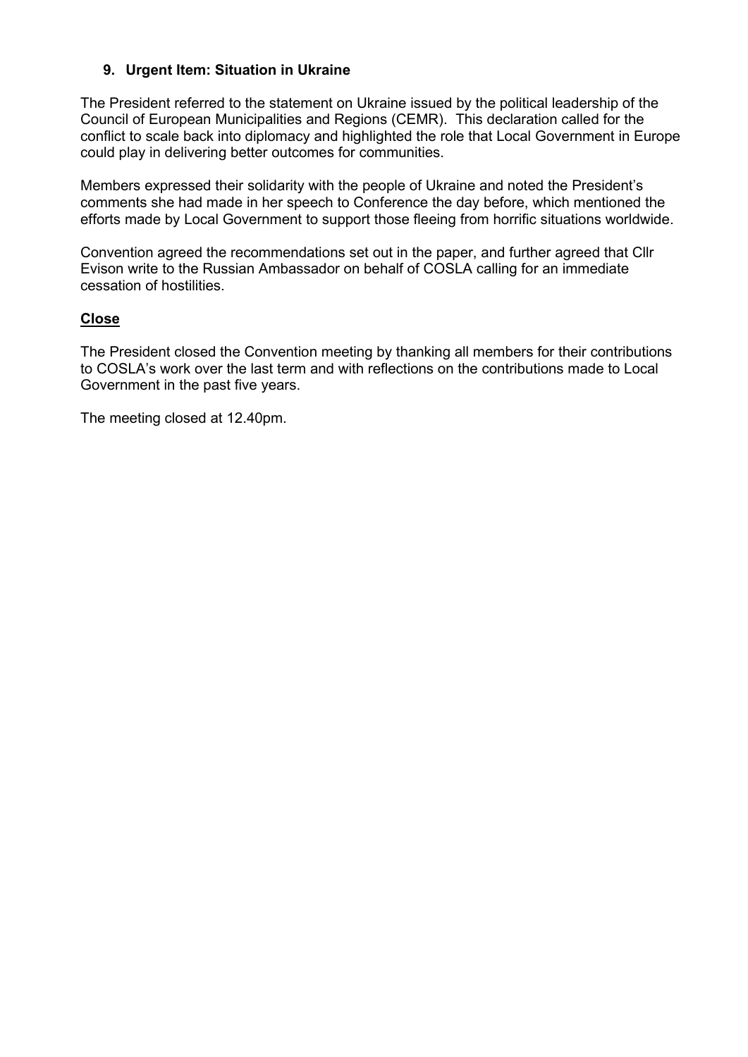### 9. Urgent Item: Situation in Ukraine

The President referred to the statement on Ukraine issued by the political leadership of the Council of European Municipalities and Regions (CEMR). This declaration called for the conflict to scale back into diplomacy and highlighted the role that Local Government in Europe could play in delivering better outcomes for communities.

Members expressed their solidarity with the people of Ukraine and noted the President's comments she had made in her speech to Conference the day before, which mentioned the efforts made by Local Government to support those fleeing from horrific situations worldwide.

Convention agreed the recommendations set out in the paper, and further agreed that Cllr Evison write to the Russian Ambassador on behalf of COSLA calling for an immediate cessation of hostilities.

### Close

The President closed the Convention meeting by thanking all members for their contributions to COSLA's work over the last term and with reflections on the contributions made to Local Government in the past five years.

The meeting closed at 12.40pm.